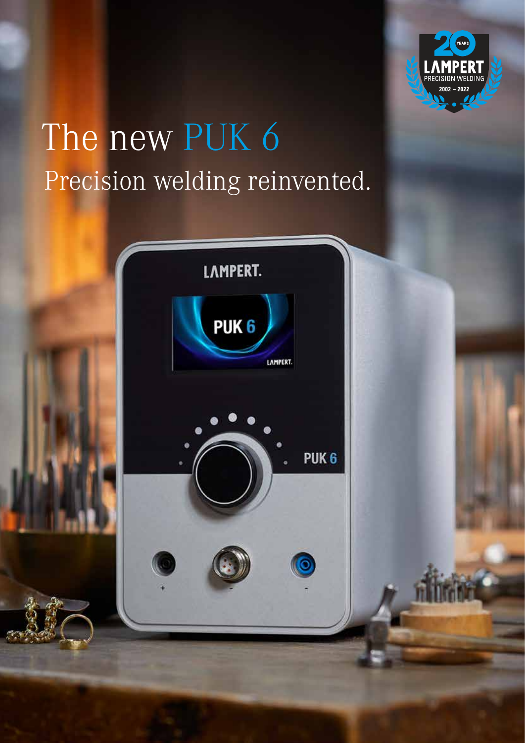# The new PUK 6

## Precision welding reinvented.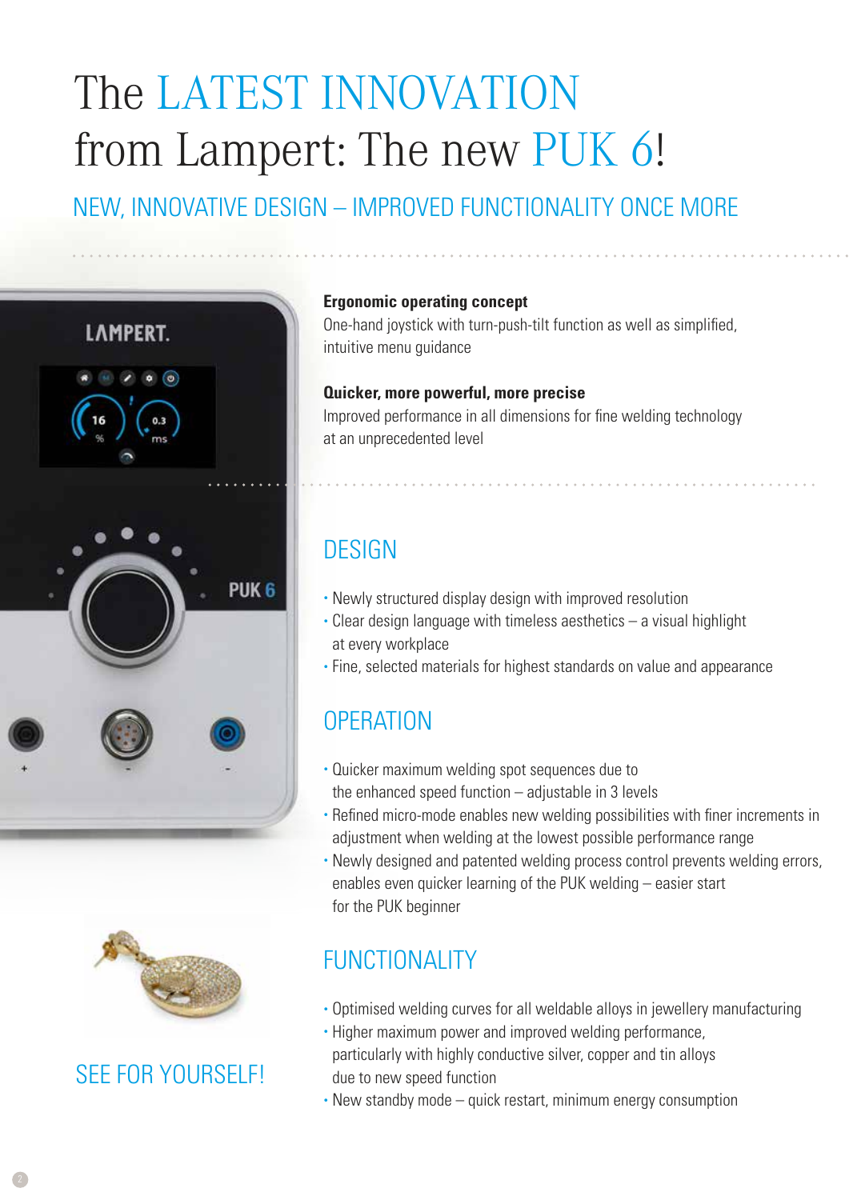# The LATEST INNOVATION from Lampert: The new PUK 6!

## NEW, INNOVATIVE DESIGN – IMPROVED FUNCTIONALITY ONCE MORE

**Ergonomic operating concept**
One-hand joystick with turn-push-tilt function as well as simplified, intuitive menu guidance

**Quicker, more powerful, more precise**
Improved performance in all dimensions for fine welding technology at an unprecedented level

## DESIGN

- Newly structured display design with improved resolution
- Clear design language with timeless aesthetics – a visual highlight at every workplace
- Fine, selected materials for highest standards on value and appearance

## OPERATION

- Quicker maximum welding spot sequences due to the enhanced speed function – adjustable in 3 levels
- Refined micro-mode enables new welding possibilities with finer increments in adjustment when welding at the lowest possible performance range
- Newly designed and patented welding process control prevents welding errors, enables even quicker learning of the PUK welding – easier start for the PUK beginner

## FUNCTIONALITY

- Optimised welding curves for all weldable alloys in jewellery manufacturing
- Higher maximum power and improved welding performance, particularly with highly conductive silver, copper and tin alloys due to new speed function
- New standby mode – quick restart, minimum energy consumption

SEE FOR YOURSELF!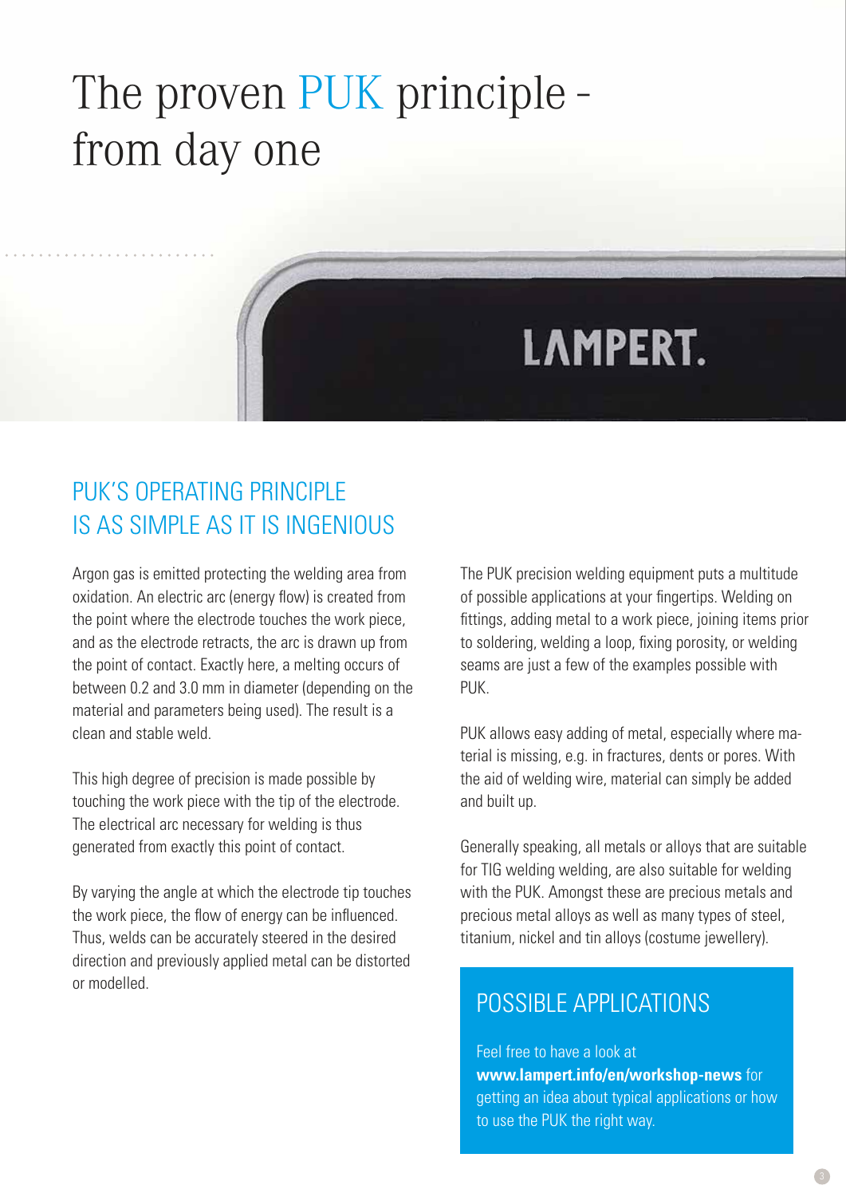# The proven PUK principle - from day one

## PUK'S OPERATING PRINCIPLE IS AS SIMPLE AS IT IS INGENIOUS

Argon gas is emitted protecting the welding area from oxidation. An electric arc (energy flow) is created from the point where the electrode touches the work piece, and as the electrode retracts, the arc is drawn up from the point of contact. Exactly here, a melting occurs of between 0.2 and 3.0 mm in diameter (depending on the material and parameters being used). The result is a clean and stable weld.

This high degree of precision is made possible by touching the work piece with the tip of the electrode. The electrical arc necessary for welding is thus generated from exactly this point of contact.

By varying the angle at which the electrode tip touches the work piece, the flow of energy can be influenced. Thus, welds can be accurately steered in the desired direction and previously applied metal can be distorted or modelled.

The PUK precision welding equipment puts a multitude of possible applications at your fingertips. Welding on fittings, adding metal to a work piece, joining items prior to soldering, welding a loop, fixing porosity, or welding seams are just a few of the examples possible with PUK.

PUK allows easy adding of metal, especially where material is missing, e.g. in fractures, dents or pores. With the aid of welding wire, material can simply be added and built up.

Generally speaking, all metals or alloys that are suitable for TIG welding welding, are also suitable for welding with the PUK. Amongst these are precious metals and precious metal alloys as well as many types of steel, titanium, nickel and tin alloys (costume jewellery).

### POSSIBLE APPLICATIONS

Feel free to have a look at **www.lampert.info/en/workshop-news** for getting an idea about typical applications or how to use the PUK the right way.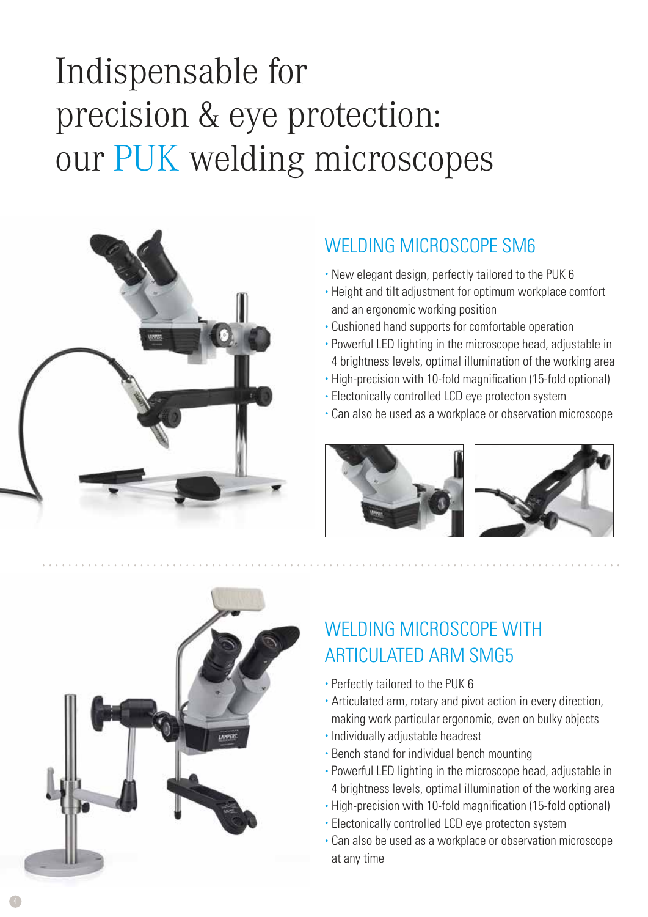# Indispensable for precision & eye protection: our PUK welding microscopes

## WELDING MICROSCOPE SM6

- New elegant design, perfectly tailored to the PUK 6
- Height and tilt adjustment for optimum workplace comfort and an ergonomic working position
- Cushioned hand supports for comfortable operation
- Powerful LED lighting in the microscope head, adjustable in 4 brightness levels, optimal illumination of the working area
- High-precision with 10-fold magnification (15-fold optional)
- Electonically controlled LCD eye protecton system
- Can also be used as a workplace or observation microscope

## WELDING MICROSCOPE WITH ARTICULATED ARM SMG5

- Perfectly tailored to the PUK 6
- Articulated arm, rotary and pivot action in every direction, making work particular ergonomic, even on bulky objects
- Individually adjustable headrest
- Bench stand for individual bench mounting
- Powerful LED lighting in the microscope head, adjustable in 4 brightness levels, optimal illumination of the working area
- High-precision with 10-fold magnification (15-fold optional)
- Electonically controlled LCD eye protecton system
- Can also be used as a workplace or observation microscope at any time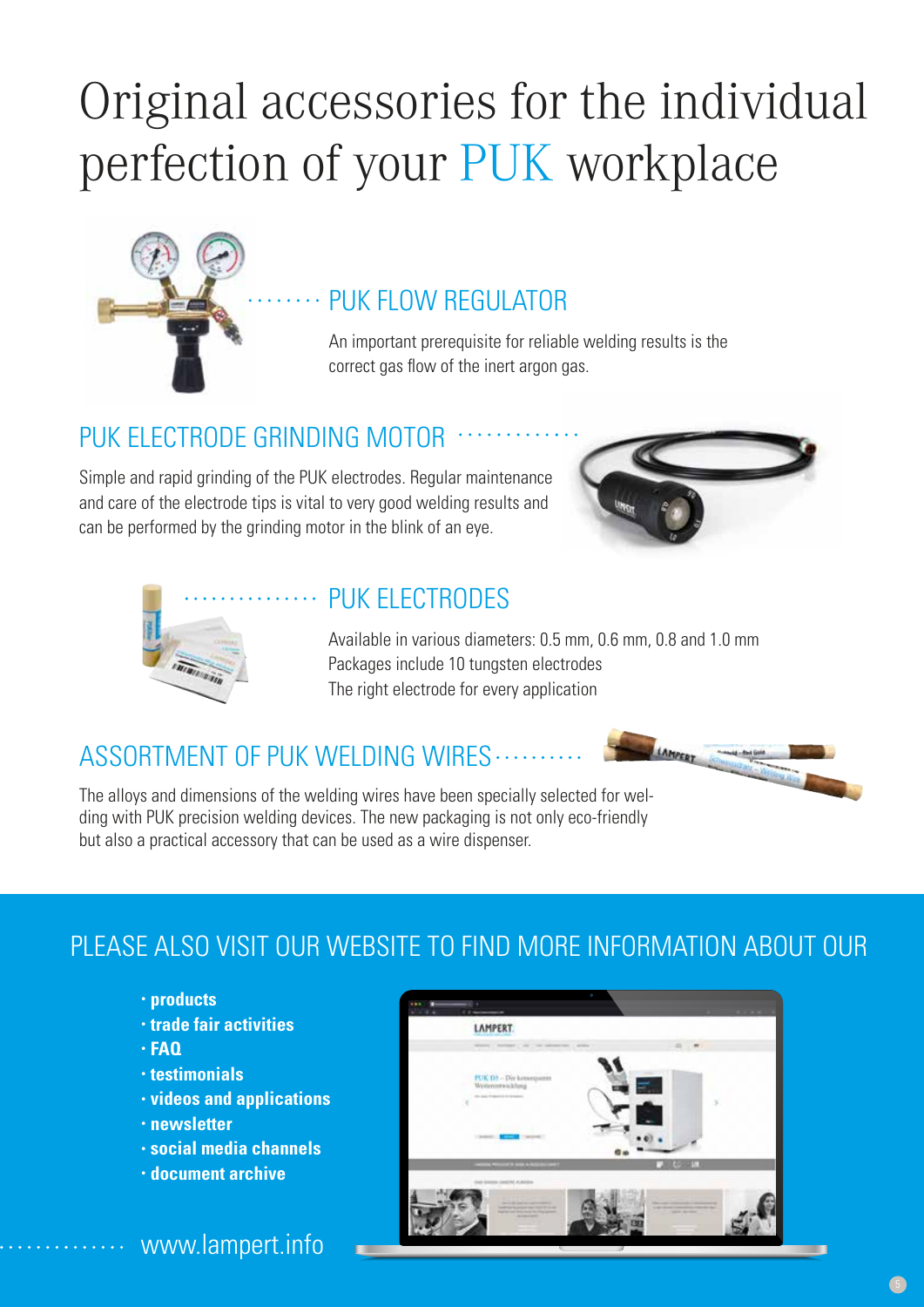# Original accessories for the individual perfection of your PUK workplace

## PUK FLOW REGULATOR

An important prerequisite for reliable welding results is the correct gas flow of the inert argon gas.

## PUK ELECTRODE GRINDING MOTOR

Simple and rapid grinding of the PUK electrodes. Regular maintenance and care of the electrode tips is vital to very good welding results and can be performed by the grinding motor in the blink of an eye.

## PUK ELECTRODES

Available in various diameters: 0.5 mm, 0.6 mm, 0.8 and 1.0 mm
Packages include 10 tungsten electrodes
The right electrode for every application

## ASSORTMENT OF PUK WELDING WIRES

The alloys and dimensions of the welding wires have been specially selected for welding with PUK precision welding devices. The new packaging is not only eco-friendly but also a practical accessory that can be used as a wire dispenser.

## PLEASE ALSO VISIT OUR WEBSITE TO FIND MORE INFORMATION ABOUT OUR

- **products**
- **trade fair activities**
- **FAQ**
- **testimonials**
- **videos and applications**
- **newsletter**
- **social media channels**
- **document archive**

www.lampert.info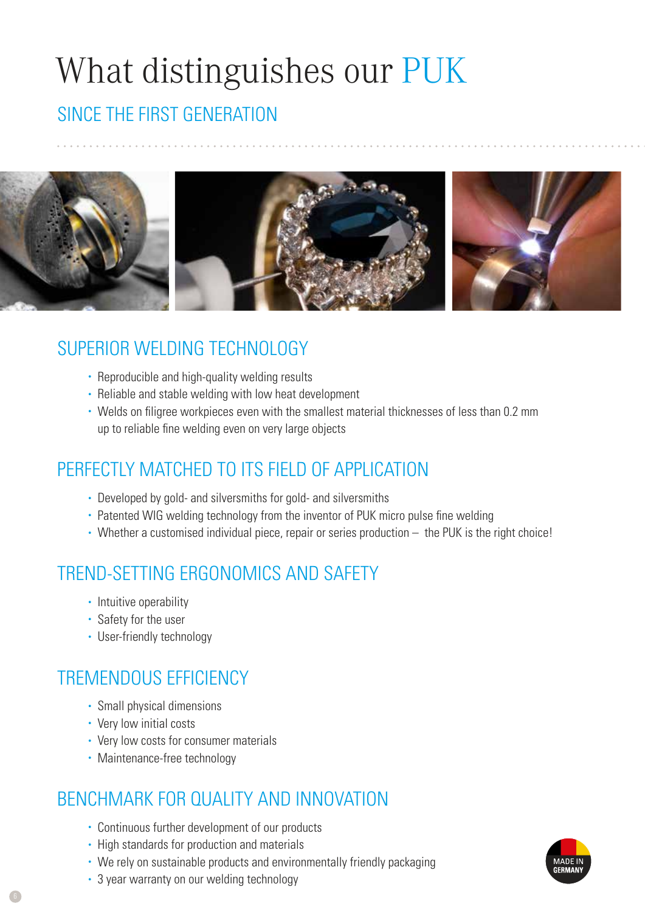# What distinguishes our PUK

## SINCE THE FIRST GENERATION

## SUPERIOR WELDING TECHNOLOGY

- Reproducible and high-quality welding results
- Reliable and stable welding with low heat development
- Welds on filigree workpieces even with the smallest material thicknesses of less than 0.2 mm up to reliable fine welding even on very large objects

## PERFECTLY MATCHED TO ITS FIELD OF APPLICATION

- Developed by gold- and silversmiths for gold- and silversmiths
- Patented WIG welding technology from the inventor of PUK micro pulse fine welding
- Whether a customised individual piece, repair or series production – the PUK is the right choice!

## TREND-SETTING ERGONOMICS AND SAFETY

- Intuitive operability
- Safety for the user
- User-friendly technology

## TREMENDOUS EFFICIENCY

- Small physical dimensions
- Very low initial costs
- Very low costs for consumer materials
- Maintenance-free technology

## BENCHMARK FOR QUALITY AND INNOVATION

- Continuous further development of our products
- High standards for production and materials
- We rely on sustainable products and environmentally friendly packaging
- 3 year warranty on our welding technology

MADE IN GERMANY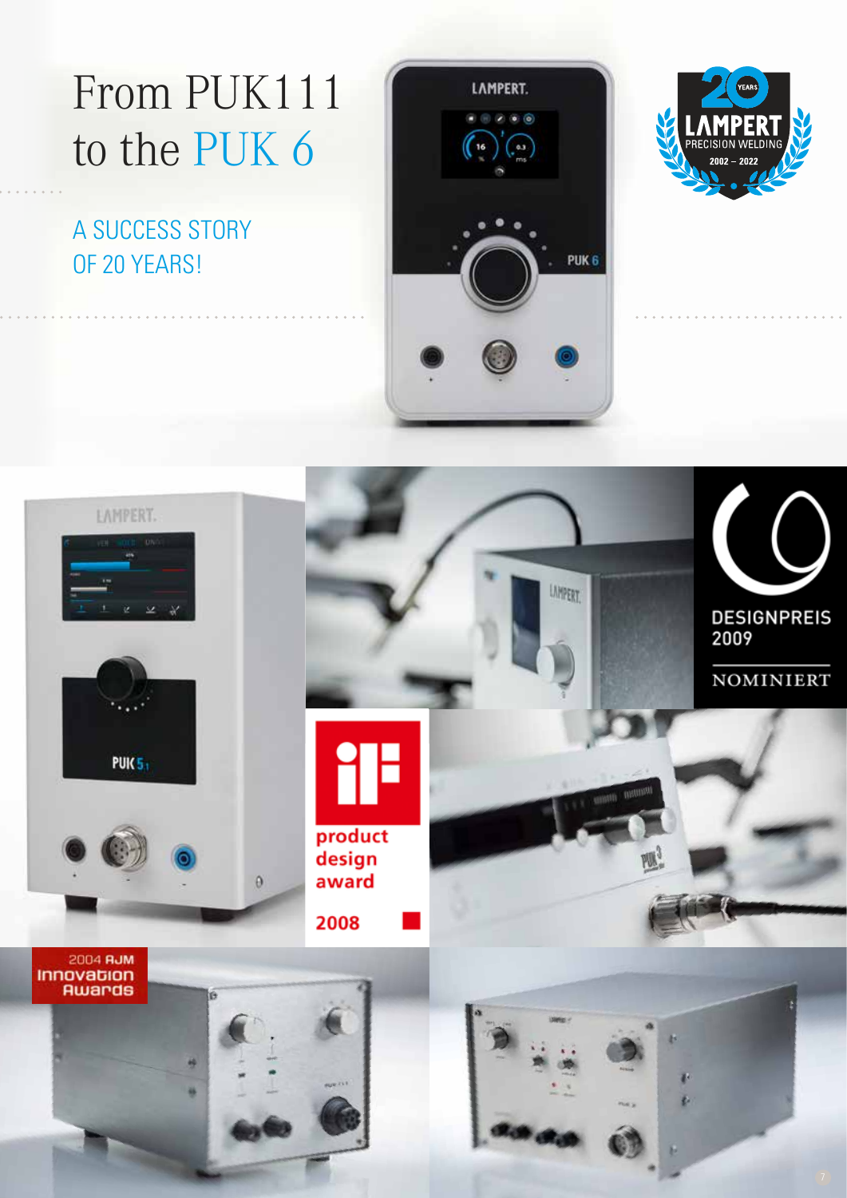# From PUK111 to the PUK 6

## A SUCCESS STORY OF 20 YEARS!

LAMPERT PRECISION WELDING 20 YEARS 2002 – 2022

DESIGNPREIS 2009 NOMINIERT

product design award 2008

2004 AJM Innovation Awards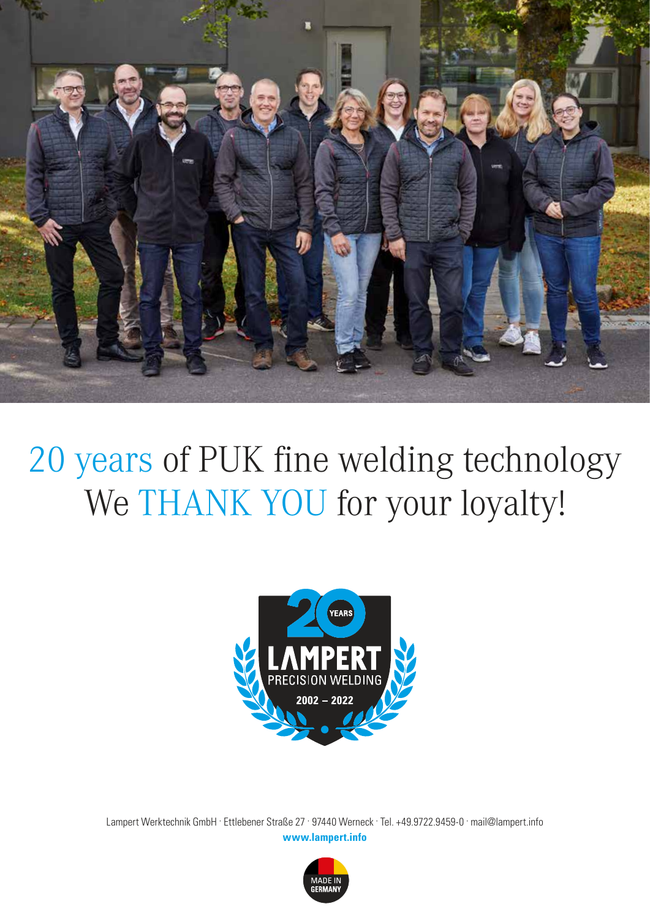# 20 years of PUK fine welding technology
# We THANK YOU for your loyalty!

Lampert Werktechnik GmbH · Ettlebener Straße 27 · 97440 Werneck · Tel. +49.9722.9459-0 · mail@lampert.info

**www.lampert.info**